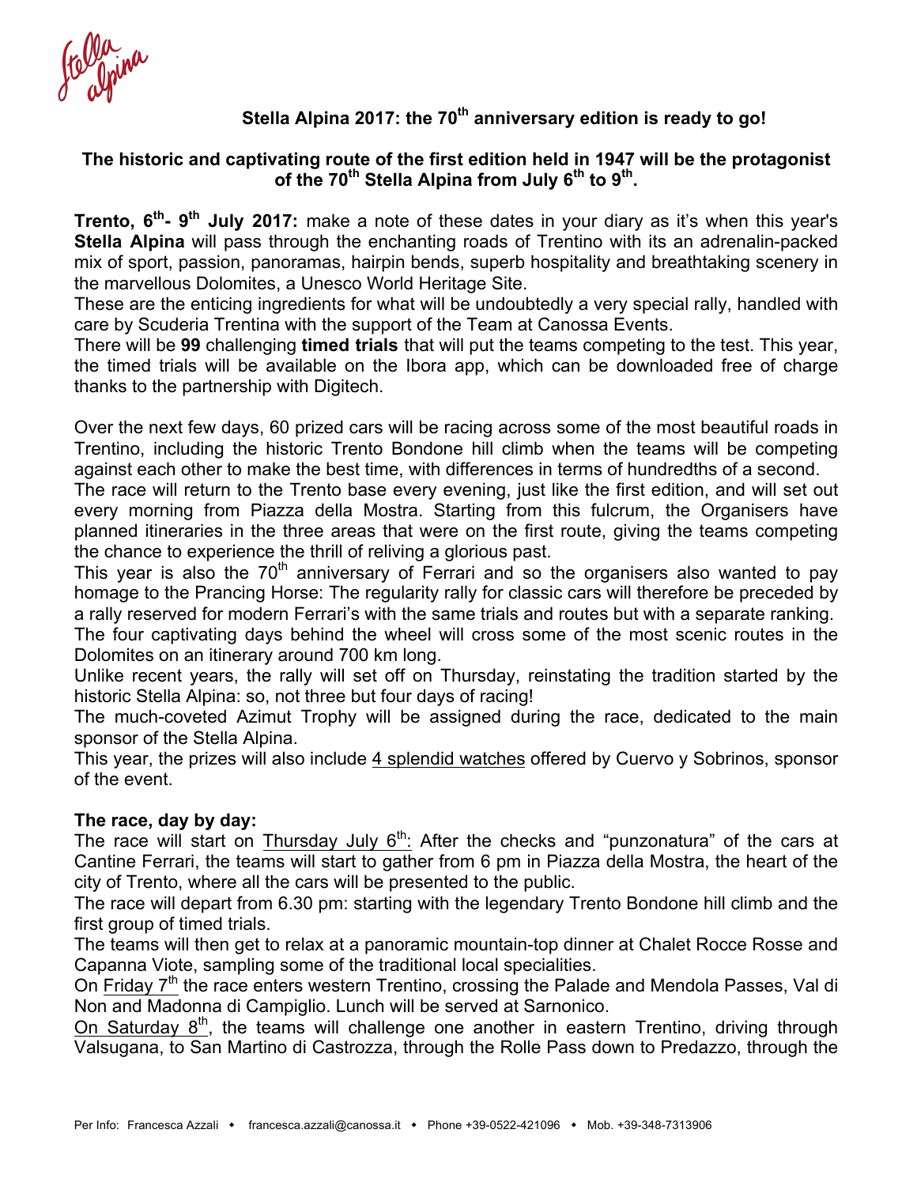## Stella Alpina 2017: the 70th anniversary edition is ready to go!

**The historic and captivating route of the first edition held in 1947 will be the protagonist of the 70th Stella Alpina from July 6th to 9th.**

**Trento, 6th- 9th July 2017:** make a note of these dates in your diary as it's when this year's **Stella Alpina** will pass through the enchanting roads of Trentino with its an adrenalin-packed mix of sport, passion, panoramas, hairpin bends, superb hospitality and breathtaking scenery in the marvellous Dolomites, a Unesco World Heritage Site.

These are the enticing ingredients for what will be undoubtedly a very special rally, handled with care by Scuderia Trentina with the support of the Team at Canossa Events.

There will be **99** challenging **timed trials** that will put the teams competing to the test. This year, the timed trials will be available on the Ibora app, which can be downloaded free of charge thanks to the partnership with Digitech.

Over the next few days, 60 prized cars will be racing across some of the most beautiful roads in Trentino, including the historic Trento Bondone hill climb when the teams will be competing against each other to make the best time, with differences in terms of hundredths of a second.

The race will return to the Trento base every evening, just like the first edition, and will set out every morning from Piazza della Mostra. Starting from this fulcrum, the Organisers have planned itineraries in the three areas that were on the first route, giving the teams competing the chance to experience the thrill of reliving a glorious past.

This year is also the 70th anniversary of Ferrari and so the organisers also wanted to pay homage to the Prancing Horse: The regularity rally for classic cars will therefore be preceded by a rally reserved for modern Ferrari's with the same trials and routes but with a separate ranking.

The four captivating days behind the wheel will cross some of the most scenic routes in the Dolomites on an itinerary around 700 km long.

Unlike recent years, the rally will set off on Thursday, reinstating the tradition started by the historic Stella Alpina: so, not three but four days of racing!

The much-coveted Azimut Trophy will be assigned during the race, dedicated to the main sponsor of the Stella Alpina.

This year, the prizes will also include 4 splendid watches offered by Cuervo y Sobrinos, sponsor of the event.

**The race, day by day:**

The race will start on Thursday July 6th: After the checks and "punzonatura" of the cars at Cantine Ferrari, the teams will start to gather from 6 pm in Piazza della Mostra, the heart of the city of Trento, where all the cars will be presented to the public.

The race will depart from 6.30 pm: starting with the legendary Trento Bondone hill climb and the first group of timed trials.

The teams will then get to relax at a panoramic mountain-top dinner at Chalet Rocce Rosse and Capanna Viote, sampling some of the traditional local specialities.

On Friday 7th the race enters western Trentino, crossing the Palade and Mendola Passes, Val di Non and Madonna di Campiglio. Lunch will be served at Sarnonico.

On Saturday 8th, the teams will challenge one another in eastern Trentino, driving through Valsugana, to San Martino di Castrozza, through the Rolle Pass down to Predazzo, through the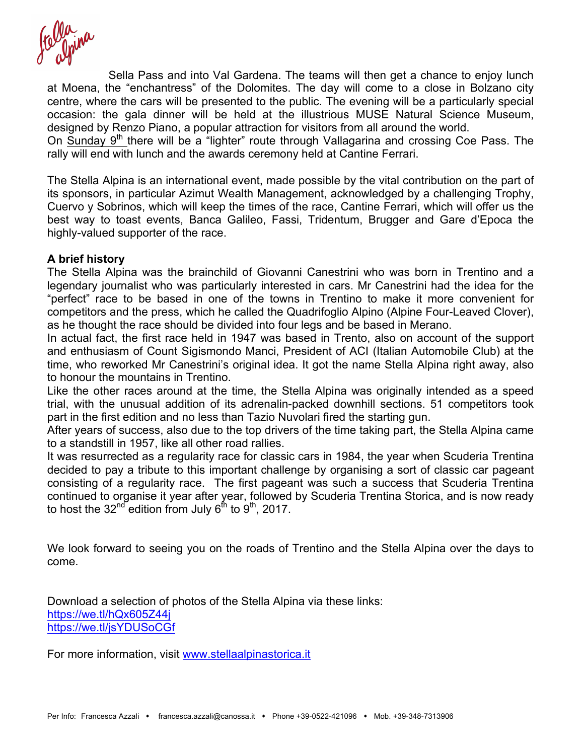Sella Pass and into Val Gardena. The teams will then get a chance to enjoy lunch at Moena, the "enchantress" of the Dolomites. The day will come to a close in Bolzano city centre, where the cars will be presented to the public. The evening will be a particularly special occasion: the gala dinner will be held at the illustrious MUSE Natural Science Museum, designed by Renzo Piano, a popular attraction for visitors from all around the world.
On Sunday 9th there will be a "lighter" route through Vallagarina and crossing Coe Pass. The rally will end with lunch and the awards ceremony held at Cantine Ferrari.

The Stella Alpina is an international event, made possible by the vital contribution on the part of its sponsors, in particular Azimut Wealth Management, acknowledged by a challenging Trophy, Cuervo y Sobrinos, which will keep the times of the race, Cantine Ferrari, which will offer us the best way to toast events, Banca Galileo, Fassi, Tridentum, Brugger and Gare d'Epoca the highly-valued supporter of the race.

**A brief history**

The Stella Alpina was the brainchild of Giovanni Canestrini who was born in Trentino and a legendary journalist who was particularly interested in cars. Mr Canestrini had the idea for the "perfect" race to be based in one of the towns in Trentino to make it more convenient for competitors and the press, which he called the Quadrifoglio Alpino (Alpine Four-Leaved Clover), as he thought the race should be divided into four legs and be based in Merano.
In actual fact, the first race held in 1947 was based in Trento, also on account of the support and enthusiasm of Count Sigismondo Manci, President of ACI (Italian Automobile Club) at the time, who reworked Mr Canestrini's original idea. It got the name Stella Alpina right away, also to honour the mountains in Trentino.
Like the other races around at the time, the Stella Alpina was originally intended as a speed trial, with the unusual addition of its adrenalin-packed downhill sections. 51 competitors took part in the first edition and no less than Tazio Nuvolari fired the starting gun.
After years of success, also due to the top drivers of the time taking part, the Stella Alpina came to a standstill in 1957, like all other road rallies.
It was resurrected as a regularity race for classic cars in 1984, the year when Scuderia Trentina decided to pay a tribute to this important challenge by organising a sort of classic car pageant consisting of a regularity race. The first pageant was such a success that Scuderia Trentina continued to organise it year after year, followed by Scuderia Trentina Storica, and is now ready to host the 32nd edition from July 6th to 9th, 2017.

We look forward to seeing you on the roads of Trentino and the Stella Alpina over the days to come.

Download a selection of photos of the Stella Alpina via these links:
https://we.tl/hQx605Z44j
https://we.tl/jsYDUSoCGf

For more information, visit www.stellaalpinastorica.it

Per Info: Francesca Azzali • francesca.azzali@canossa.it • Phone +39-0522-421096 • Mob. +39-348-7313906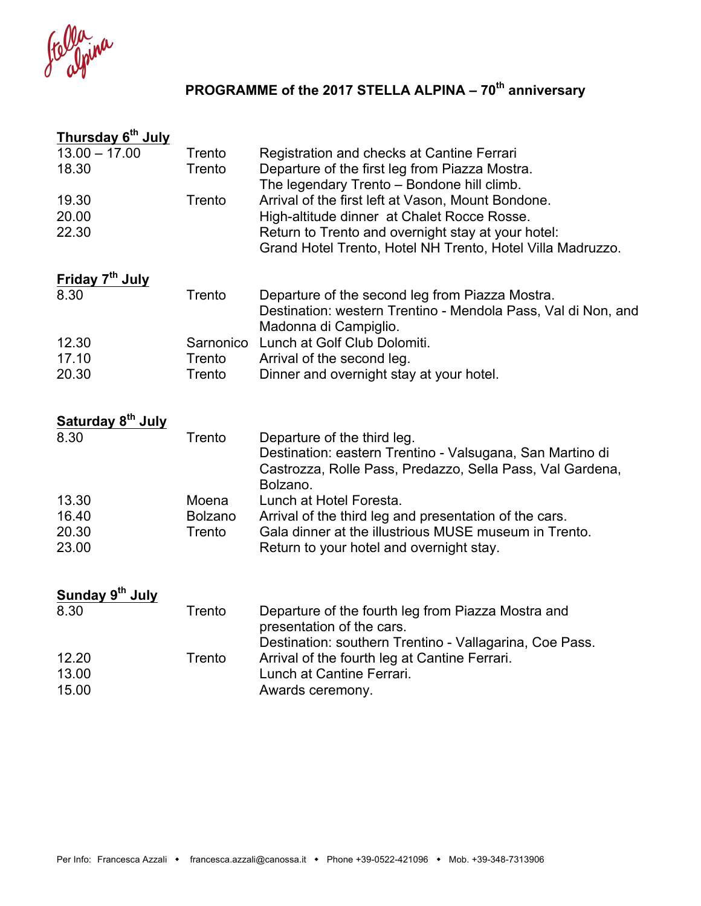# PROGRAMME of the 2017 STELLA ALPINA – 70th anniversary

### Thursday 6th July

| | | |
|---|---|---|
| 13.00 – 17.00 | Trento | Registration and checks at Cantine Ferrari |
| 18.30 | Trento | Departure of the first leg from Piazza Mostra. The legendary Trento – Bondone hill climb. |
| 19.30 | Trento | Arrival of the first left at Vason, Mount Bondone. |
| 20.00 | | High-altitude dinner at Chalet Rocce Rosse. |
| 22.30 | | Return to Trento and overnight stay at your hotel: Grand Hotel Trento, Hotel NH Trento, Hotel Villa Madruzzo. |

### Friday 7th July

| | | |
|---|---|---|
| 8.30 | Trento | Departure of the second leg from Piazza Mostra. Destination: western Trentino - Mendola Pass, Val di Non, and Madonna di Campiglio. |
| 12.30 | Sarnonico | Lunch at Golf Club Dolomiti. |
| 17.10 | Trento | Arrival of the second leg. |
| 20.30 | Trento | Dinner and overnight stay at your hotel. |

### Saturday 8th July

| | | |
|---|---|---|
| 8.30 | Trento | Departure of the third leg. Destination: eastern Trentino - Valsugana, San Martino di Castrozza, Rolle Pass, Predazzo, Sella Pass, Val Gardena, Bolzano. |
| 13.30 | Moena | Lunch at Hotel Foresta. |
| 16.40 | Bolzano | Arrival of the third leg and presentation of the cars. |
| 20.30 | Trento | Gala dinner at the illustrious MUSE museum in Trento. |
| 23.00 | | Return to your hotel and overnight stay. |

### Sunday 9th July

| | | |
|---|---|---|
| 8.30 | Trento | Departure of the fourth leg from Piazza Mostra and presentation of the cars. Destination: southern Trentino - Vallagarina, Coe Pass. |
| 12.20 | Trento | Arrival of the fourth leg at Cantine Ferrari. |
| 13.00 | | Lunch at Cantine Ferrari. |
| 15.00 | | Awards ceremony. |

Per Info: Francesca Azzali • francesca.azzali@canossa.it • Phone +39-0522-421096 • Mob. +39-348-7313906